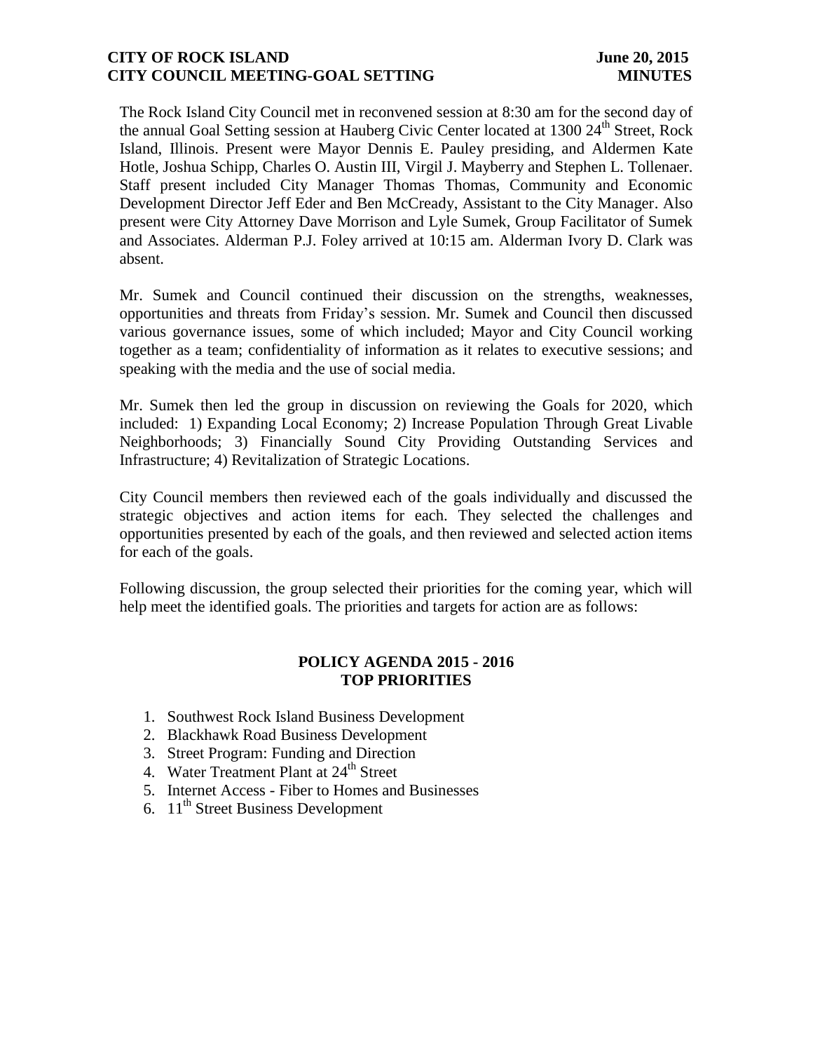The Rock Island City Council met in reconvened session at 8:30 am for the second day of the annual Goal Setting session at Hauberg Civic Center located at 1300 24th Street, Rock Island, Illinois. Present were Mayor Dennis E. Pauley presiding, and Aldermen Kate Hotle, Joshua Schipp, Charles O. Austin III, Virgil J. Mayberry and Stephen L. Tollenaer. Staff present included City Manager Thomas Thomas, Community and Economic Development Director Jeff Eder and Ben McCready, Assistant to the City Manager. Also present were City Attorney Dave Morrison and Lyle Sumek, Group Facilitator of Sumek and Associates. Alderman P.J. Foley arrived at 10:15 am. Alderman Ivory D. Clark was absent.

Mr. Sumek and Council continued their discussion on the strengths, weaknesses, opportunities and threats from Friday's session. Mr. Sumek and Council then discussed various governance issues, some of which included; Mayor and City Council working together as a team; confidentiality of information as it relates to executive sessions; and speaking with the media and the use of social media.

Mr. Sumek then led the group in discussion on reviewing the Goals for 2020, which included: 1) Expanding Local Economy; 2) Increase Population Through Great Livable Neighborhoods; 3) Financially Sound City Providing Outstanding Services and Infrastructure; 4) Revitalization of Strategic Locations.

City Council members then reviewed each of the goals individually and discussed the strategic objectives and action items for each. They selected the challenges and opportunities presented by each of the goals, and then reviewed and selected action items for each of the goals.

Following discussion, the group selected their priorities for the coming year, which will help meet the identified goals. The priorities and targets for action are as follows:

## POLICY AGENDA 2015 - 2016
## TOP PRIORITIES

1. Southwest Rock Island Business Development
2. Blackhawk Road Business Development
3. Street Program: Funding and Direction
4. Water Treatment Plant at 24th Street
5. Internet Access - Fiber to Homes and Businesses
6. 11th Street Business Development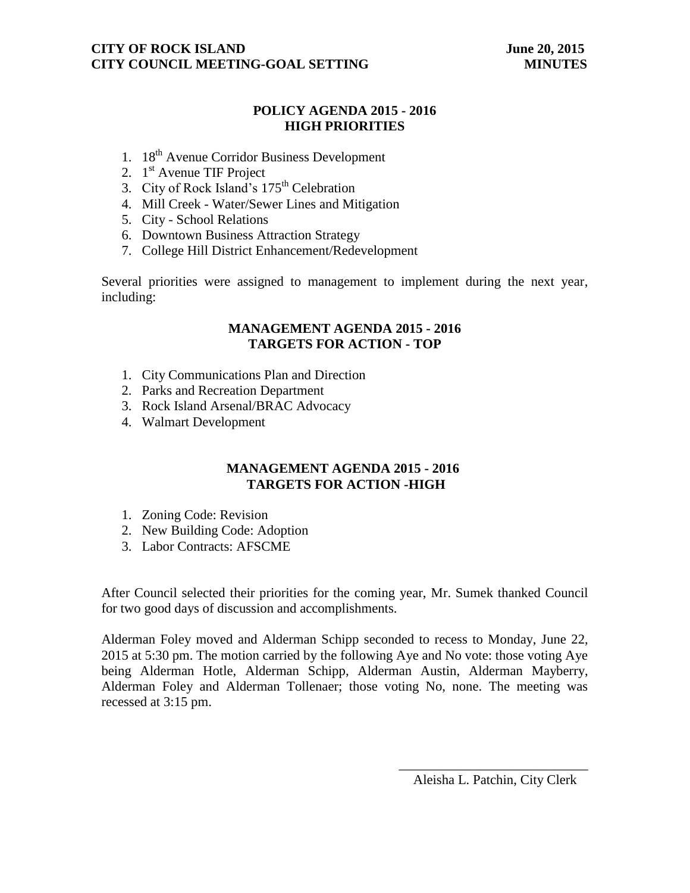## POLICY AGENDA 2015 - 2016
## HIGH PRIORITIES

1. 18th Avenue Corridor Business Development
2. 1st Avenue TIF Project
3. City of Rock Island's 175th Celebration
4. Mill Creek - Water/Sewer Lines and Mitigation
5. City - School Relations
6. Downtown Business Attraction Strategy
7. College Hill District Enhancement/Redevelopment

Several priorities were assigned to management to implement during the next year, including:

## MANAGEMENT AGENDA 2015 - 2016
## TARGETS FOR ACTION - TOP

1. City Communications Plan and Direction
2. Parks and Recreation Department
3. Rock Island Arsenal/BRAC Advocacy
4. Walmart Development

## MANAGEMENT AGENDA 2015 - 2016
## TARGETS FOR ACTION -HIGH

1. Zoning Code: Revision
2. New Building Code: Adoption
3. Labor Contracts: AFSCME

After Council selected their priorities for the coming year, Mr. Sumek thanked Council for two good days of discussion and accomplishments.

Alderman Foley moved and Alderman Schipp seconded to recess to Monday, June 22, 2015 at 5:30 pm. The motion carried by the following Aye and No vote: those voting Aye being Alderman Hotle, Alderman Schipp, Alderman Austin, Alderman Mayberry, Alderman Foley and Alderman Tollenaer; those voting No, none. The meeting was recessed at 3:15 pm.

\_\_\_\_\_\_\_\_\_\_\_\_\_\_\_\_\_\_\_\_\_\_\_\_\_\_\_\_

Aleisha L. Patchin, City Clerk